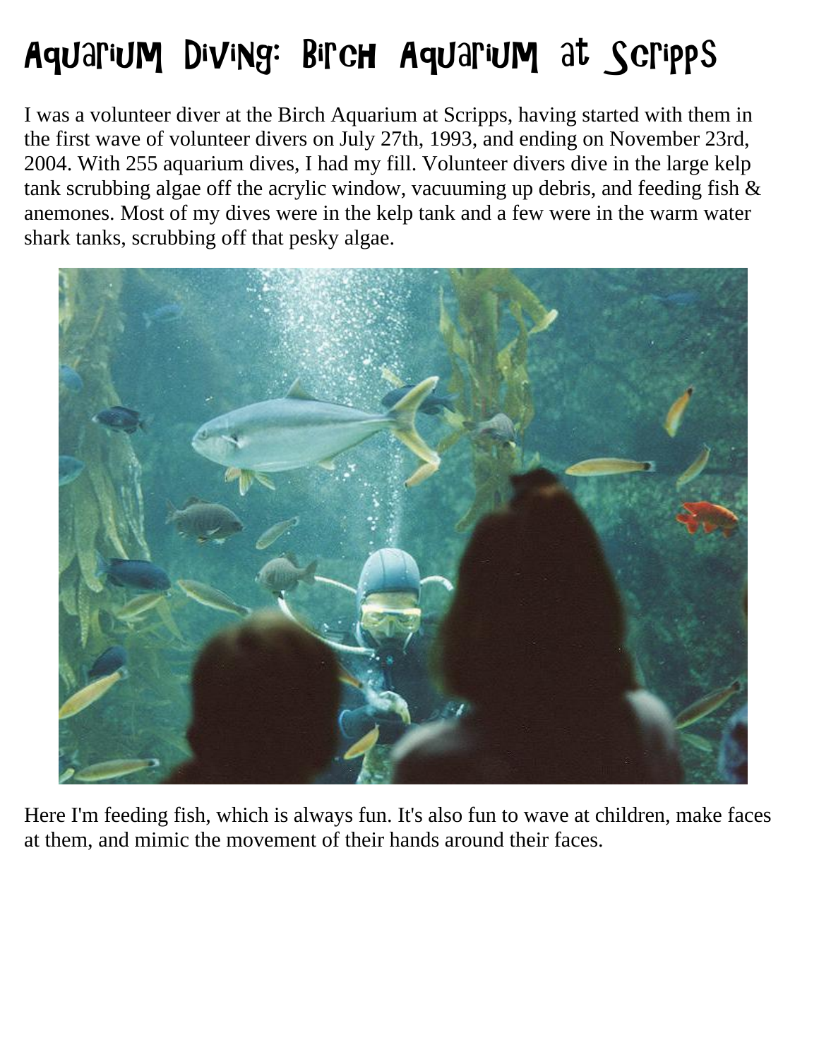# Aquarium Diving: Birch Aquarium at Scripps

I was a volunteer diver at the Birch Aquarium at Scripps, having started with them in the first wave of volunteer divers on July 27th, 1993, and ending on November 23rd, 2004. With 255 aquarium dives, I had my fill. Volunteer divers dive in the large kelp tank scrubbing algae off the acrylic window, vacuuming up debris, and feeding fish & anemones. Most of my dives were in the kelp tank and a few were in the warm water shark tanks, scrubbing off that pesky algae.

Here I'm feeding fish, which is always fun. It's also fun to wave at children, make faces at them, and mimic the movement of their hands around their faces.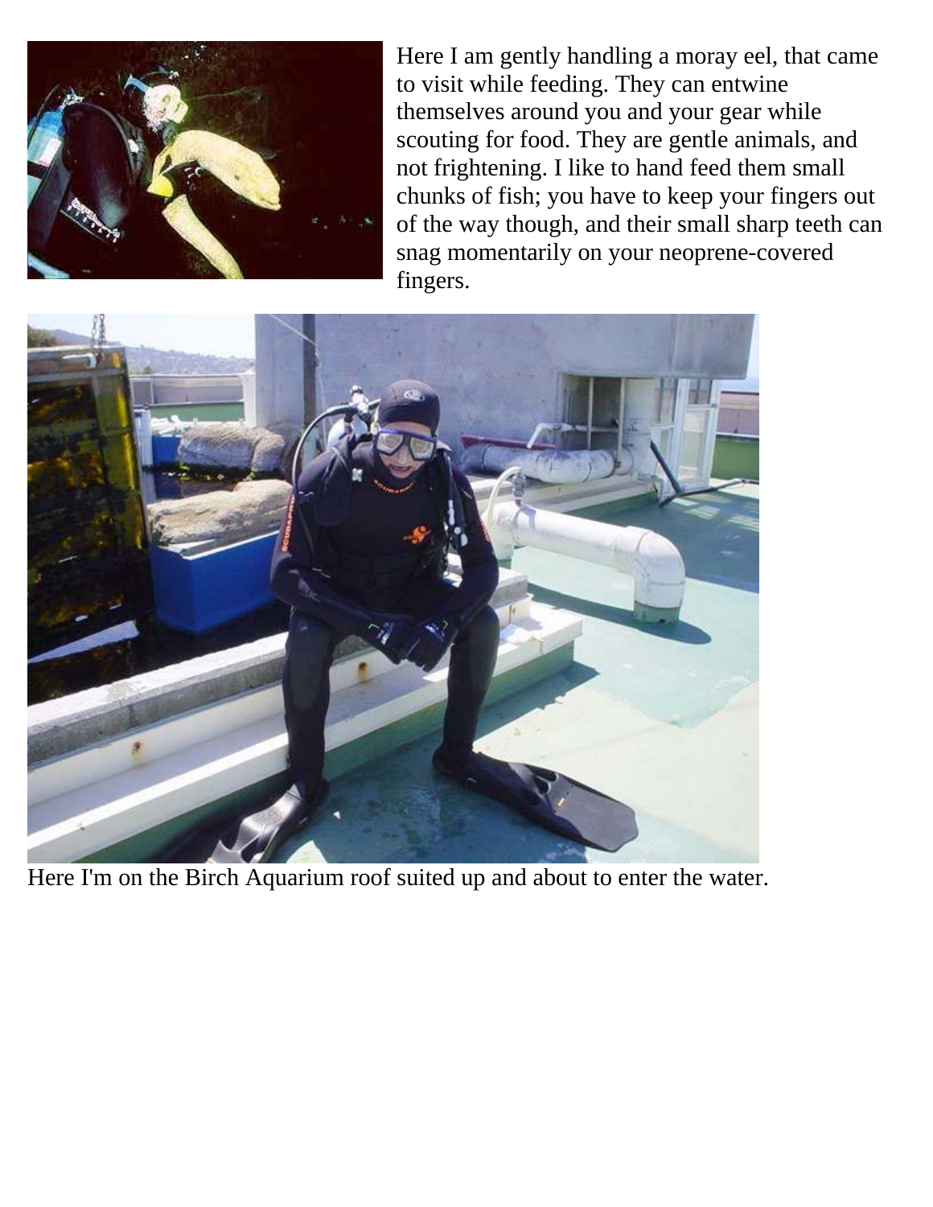Here I am gently handling a moray eel, that came to visit while feeding. They can entwine themselves around you and your gear while scouting for food. They are gentle animals, and not frightening. I like to hand feed them small chunks of fish; you have to keep your fingers out of the way though, and their small sharp teeth can snag momentarily on your neoprene-covered fingers.

Here I'm on the Birch Aquarium roof suited up and about to enter the water.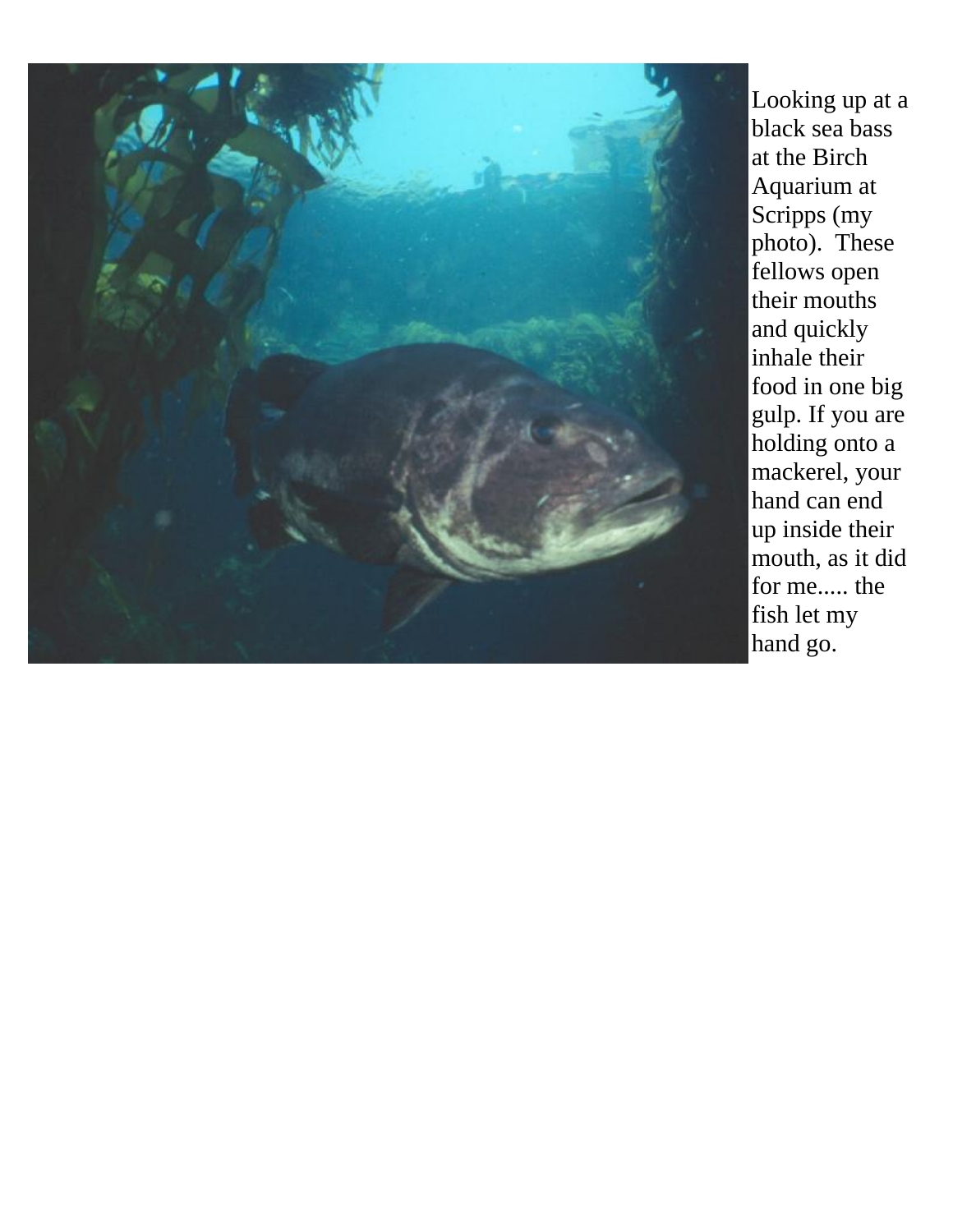Looking up at a black sea bass at the Birch Aquarium at Scripps (my photo). These fellows open their mouths and quickly inhale their food in one big gulp. If you are holding onto a mackerel, your hand can end up inside their mouth, as it did for me..... the fish let my hand go.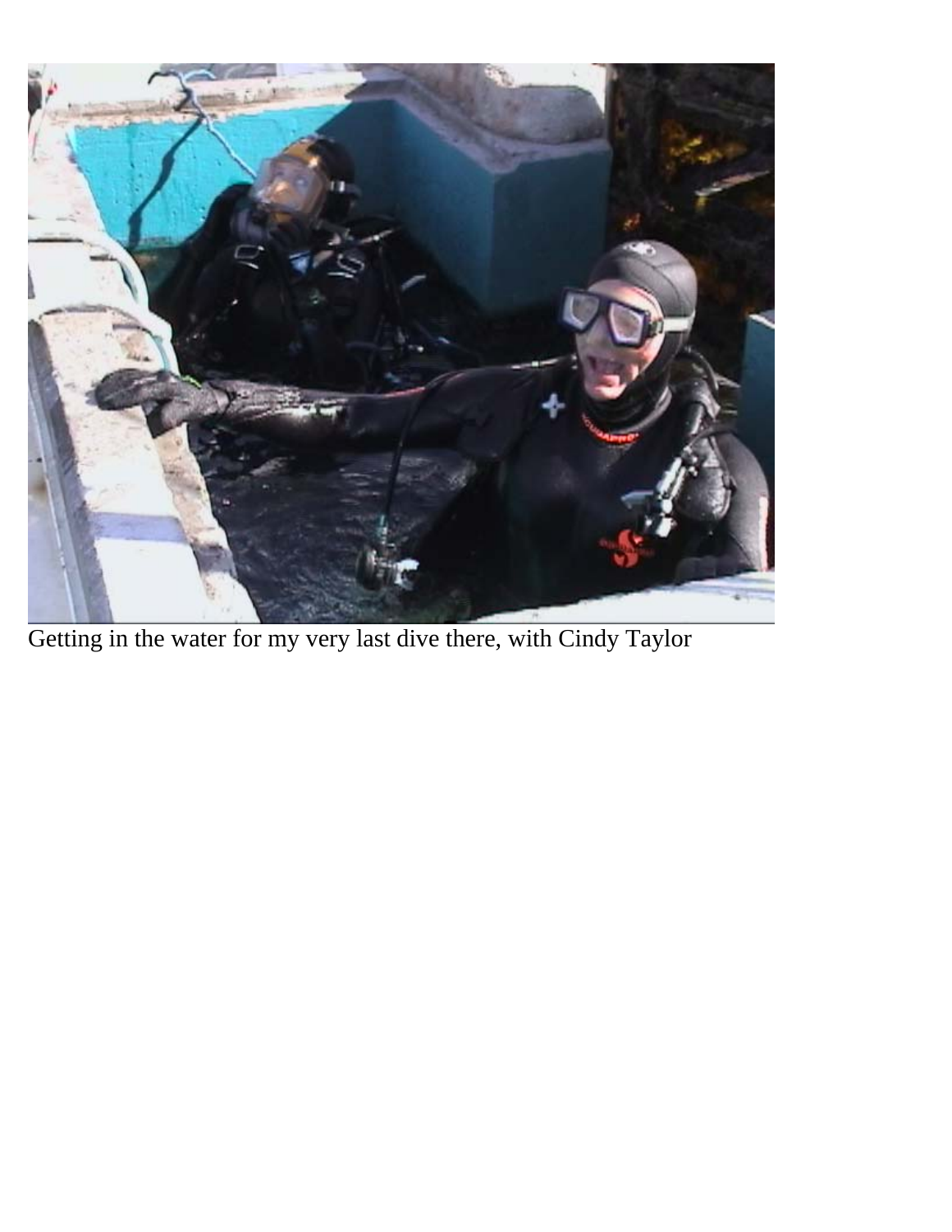Getting in the water for my very last dive there, with Cindy Taylor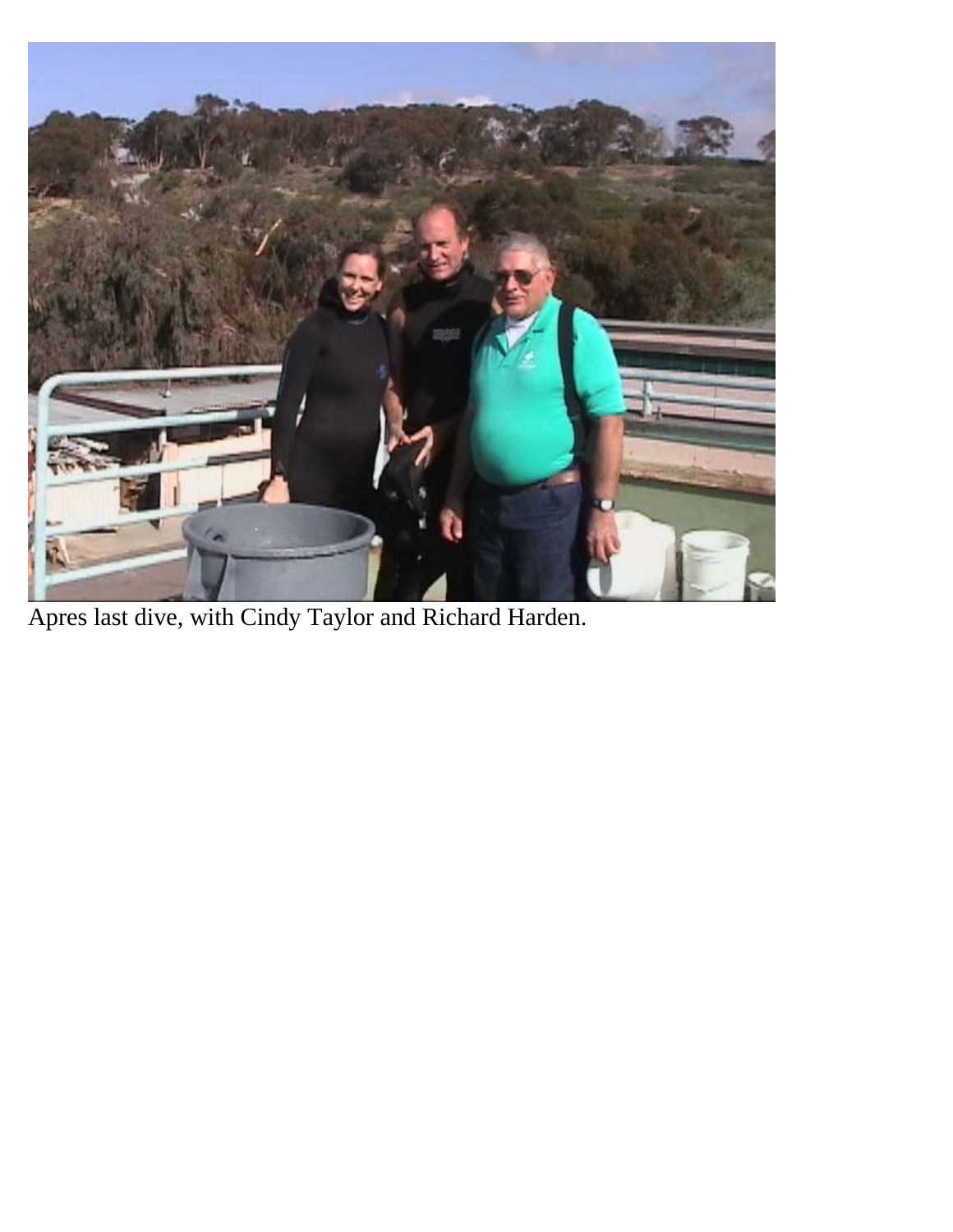Apres last dive, with Cindy Taylor and Richard Harden.